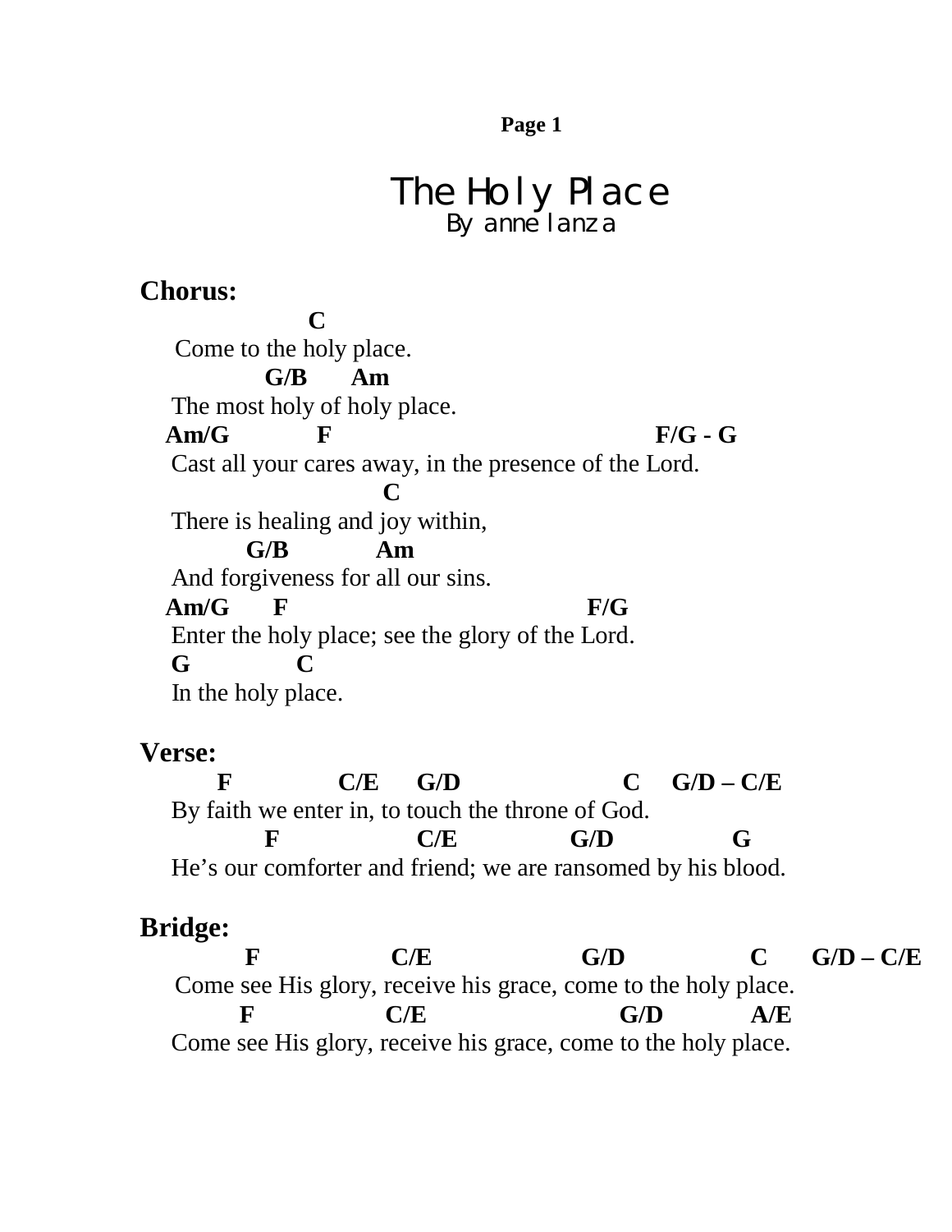# The Holy Place

By anne lanza

**Chorus:**

```
                 C
 Come to the holy place.
           G/B     Am
 The most holy of holy place.
Am/G          F                                F/G - G
 Cast all your cares away, in the presence of the Lord.
                        C
 There is healing and joy within,
         G/B           Am
 And forgiveness for all our sins.
Am/G     F                                 F/G
 Enter the holy place; see the glory of the Lord.
 G            C
 In the holy place.
```

**Verse:**

```
    F           C/E     G/D                 C    G/D – C/E
 By faith we enter in, to touch the throne of God.
         F                C/E             G/D           G
 He's our comforter and friend; we are ransomed by his blood.
```

**Bridge:**

```
       F              C/E                G/D             C     G/D – C/E
 Come see His glory, receive his grace, come to the holy place.
      F               C/E                  G/D          A/E
 Come see His glory, receive his grace, come to the holy place.
```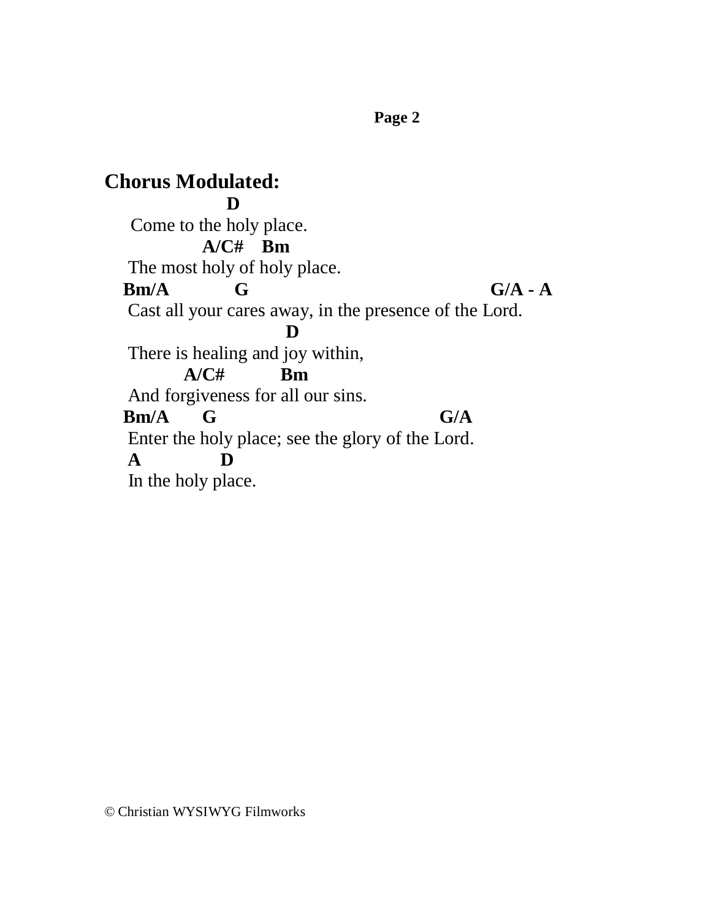## Chorus Modulated:

```
              D
 Come to the holy place.
           A/C#   Bm
 The most holy of holy place.
Bm/A        G                              G/A - A
 Cast all your cares away, in the presence of the Lord.
                      D
 There is healing and joy within,
         A/C#       Bm
 And forgiveness for all our sins.
Bm/A     G                            G/A
 Enter the holy place; see the glory of the Lord.
 A          D
 In the holy place.
```

© Christian WYSIWYG Filmworks